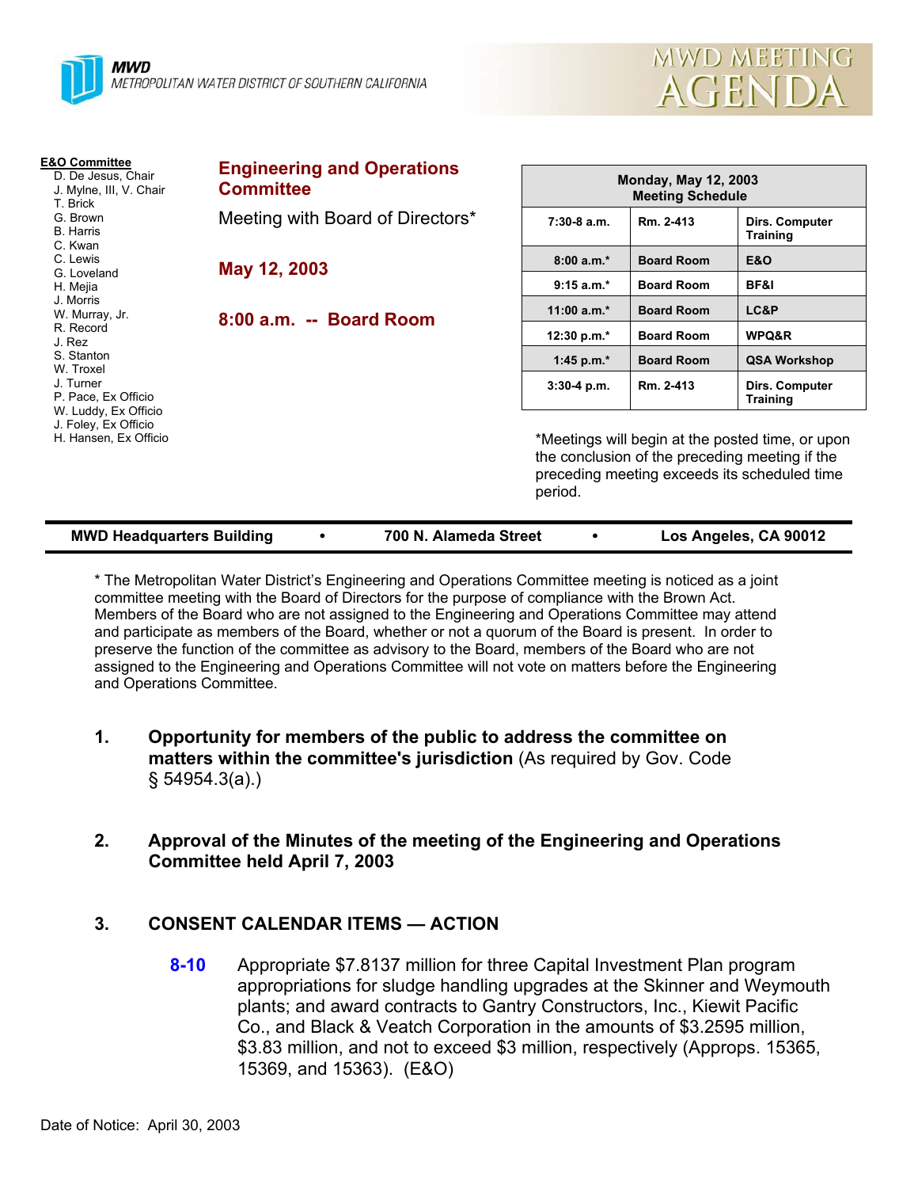**MWD**
METROPOLITAN WATER DISTRICT OF SOUTHERN CALIFORNIA

# MWD MEETING AGENDA

**E&O Committee**
D. De Jesus, Chair
J. Mylne, III, V. Chair
T. Brick
G. Brown
B. Harris
C. Kwan
C. Lewis
G. Loveland
H. Mejia
J. Morris
W. Murray, Jr.
R. Record
J. Rez
S. Stanton
W. Troxel
J. Turner
P. Pace, Ex Officio
W. Luddy, Ex Officio
J. Foley, Ex Officio
H. Hansen, Ex Officio

## Engineering and Operations Committee

Meeting with Board of Directors*

**May 12, 2003**

**8:00 a.m. -- Board Room**

| Monday, May 12, 2003 Meeting Schedule | | |
|---|---|---|
| 7:30-8 a.m. | Rm. 2-413 | Dirs. Computer Training |
| 8:00 a.m.* | Board Room | E&O |
| 9:15 a.m.* | Board Room | BF&I |
| 11:00 a.m.* | Board Room | LC&P |
| 12:30 p.m.* | Board Room | WPQ&R |
| 1:45 p.m.* | Board Room | QSA Workshop |
| 3:30-4 p.m. | Rm. 2-413 | Dirs. Computer Training |

*Meetings will begin at the posted time, or upon the conclusion of the preceding meeting if the preceding meeting exceeds its scheduled time period.

**MWD Headquarters Building • 700 N. Alameda Street • Los Angeles, CA 90012**

* The Metropolitan Water District's Engineering and Operations Committee meeting is noticed as a joint committee meeting with the Board of Directors for the purpose of compliance with the Brown Act. Members of the Board who are not assigned to the Engineering and Operations Committee may attend and participate as members of the Board, whether or not a quorum of the Board is present. In order to preserve the function of the committee as advisory to the Board, members of the Board who are not assigned to the Engineering and Operations Committee will not vote on matters before the Engineering and Operations Committee.

1. **Opportunity for members of the public to address the committee on matters within the committee's jurisdiction** (As required by Gov. Code § 54954.3(a).)

2. **Approval of the Minutes of the meeting of the Engineering and Operations Committee held April 7, 2003**

3. **CONSENT CALENDAR ITEMS — ACTION**

   **8-10** Appropriate $7.8137 million for three Capital Investment Plan program appropriations for sludge handling upgrades at the Skinner and Weymouth plants; and award contracts to Gantry Constructors, Inc., Kiewit Pacific Co., and Black & Veatch Corporation in the amounts of $3.2595 million, $3.83 million, and not to exceed $3 million, respectively (Approps. 15365, 15369, and 15363). (E&O)

Date of Notice: April 30, 2003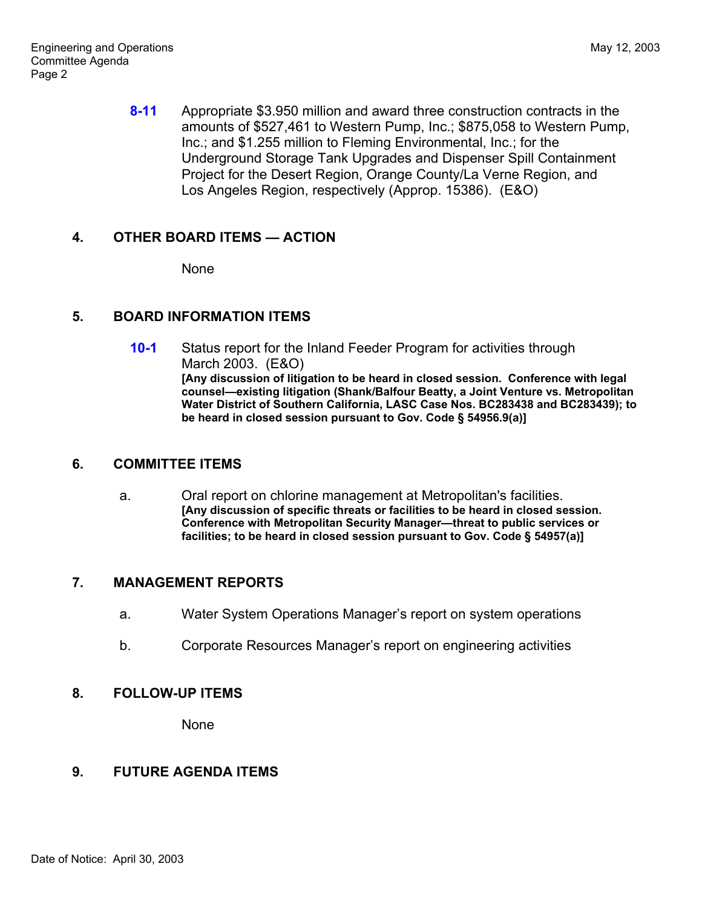**8-11** Appropriate \$3.950 million and award three construction contracts in the amounts of \$527,461 to Western Pump, Inc.; \$875,058 to Western Pump, Inc.; and \$1.255 million to Fleming Environmental, Inc.; for the Underground Storage Tank Upgrades and Dispenser Spill Containment Project for the Desert Region, Orange County/La Verne Region, and Los Angeles Region, respectively (Approp. 15386). (E&O)

## 4. OTHER BOARD ITEMS — ACTION

None

## 5. BOARD INFORMATION ITEMS

**10-1** Status report for the Inland Feeder Program for activities through March 2003. (E&O)
**[Any discussion of litigation to be heard in closed session. Conference with legal counsel—existing litigation (Shank/Balfour Beatty, a Joint Venture vs. Metropolitan Water District of Southern California, LASC Case Nos. BC283438 and BC283439); to be heard in closed session pursuant to Gov. Code § 54956.9(a)]**

## 6. COMMITTEE ITEMS

a. Oral report on chlorine management at Metropolitan's facilities.
**[Any discussion of specific threats or facilities to be heard in closed session. Conference with Metropolitan Security Manager—threat to public services or facilities; to be heard in closed session pursuant to Gov. Code § 54957(a)]**

## 7. MANAGEMENT REPORTS

a. Water System Operations Manager's report on system operations

b. Corporate Resources Manager's report on engineering activities

## 8. FOLLOW-UP ITEMS

None

## 9. FUTURE AGENDA ITEMS

Date of Notice: April 30, 2003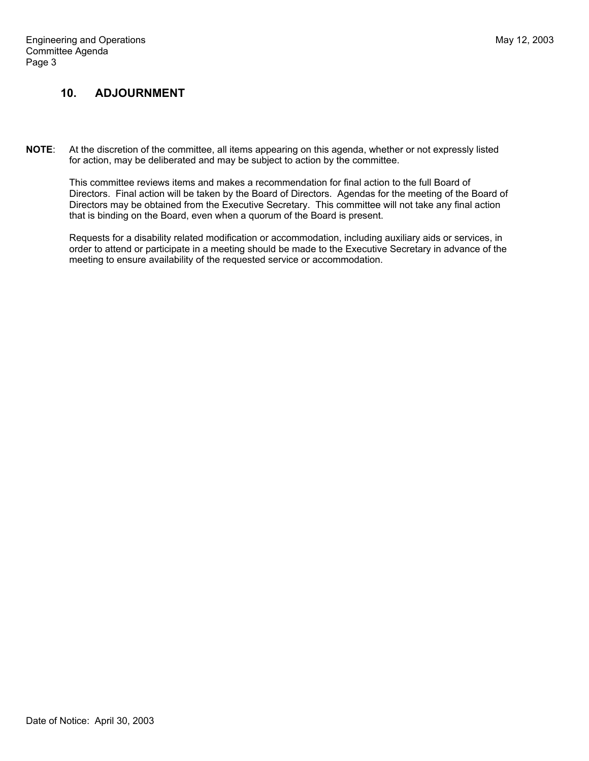## 10. ADJOURNMENT

**NOTE**: At the discretion of the committee, all items appearing on this agenda, whether or not expressly listed for action, may be deliberated and may be subject to action by the committee.

This committee reviews items and makes a recommendation for final action to the full Board of Directors. Final action will be taken by the Board of Directors. Agendas for the meeting of the Board of Directors may be obtained from the Executive Secretary. This committee will not take any final action that is binding on the Board, even when a quorum of the Board is present.

Requests for a disability related modification or accommodation, including auxiliary aids or services, in order to attend or participate in a meeting should be made to the Executive Secretary in advance of the meeting to ensure availability of the requested service or accommodation.

Date of Notice: April 30, 2003